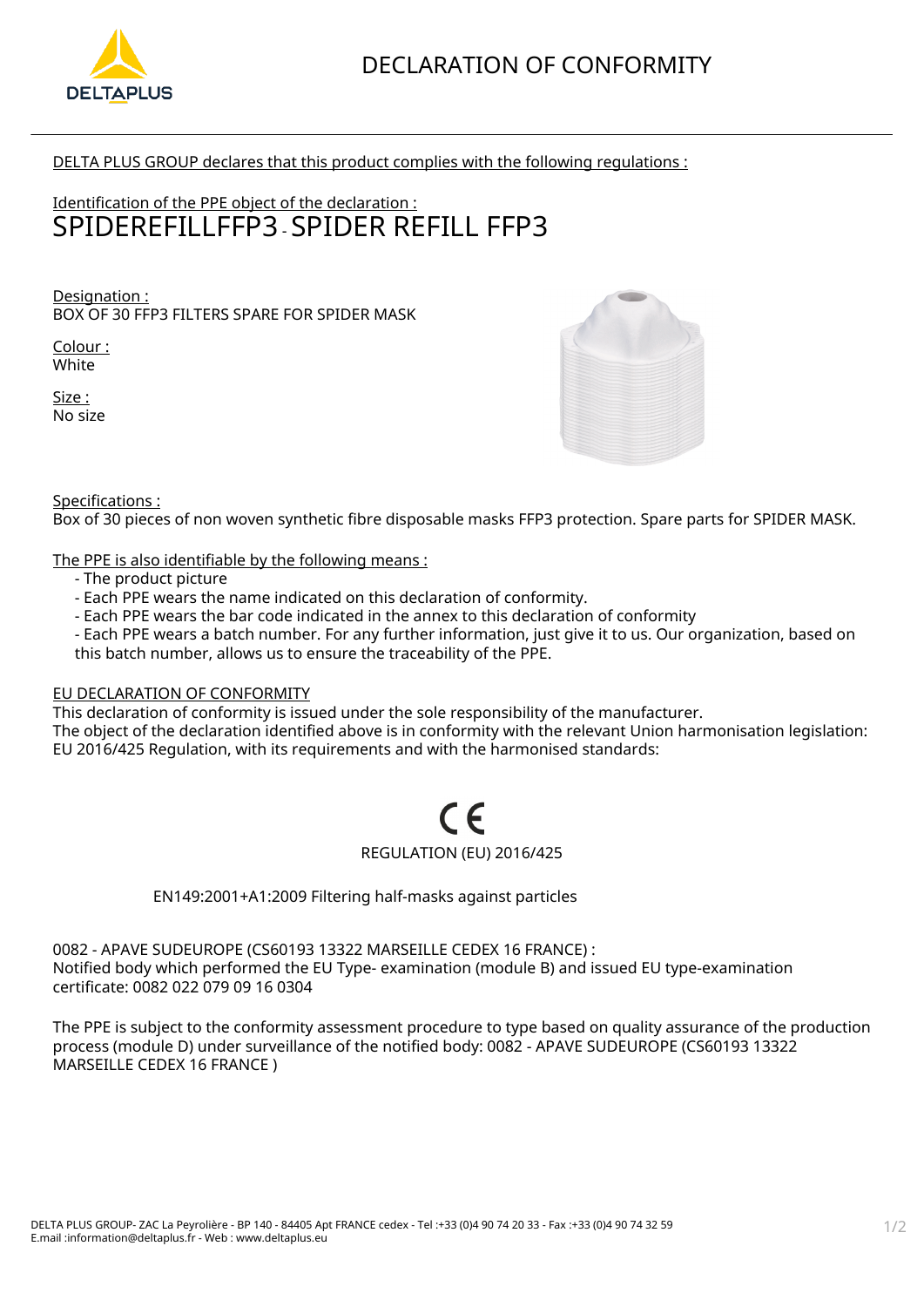# DECLARATION OF CONFORMITY

DELTA PLUS GROUP declares that this product complies with the following regulations :

Identification of the PPE object of the declaration :

## SPIDEREFILLFFP3 - SPIDER REFILL FFP3

Designation :
BOX OF 30 FFP3 FILTERS SPARE FOR SPIDER MASK

Colour :
White

Size :
No size

Specifications :
Box of 30 pieces of non woven synthetic fibre disposable masks FFP3 protection. Spare parts for SPIDER MASK.

The PPE is also identifiable by the following means :

- The product picture
- Each PPE wears the name indicated on this declaration of conformity.
- Each PPE wears the bar code indicated in the annex to this declaration of conformity
- Each PPE wears a batch number. For any further information, just give it to us. Our organization, based on this batch number, allows us to ensure the traceability of the PPE.

EU DECLARATION OF CONFORMITY

This declaration of conformity is issued under the sole responsibility of the manufacturer.
The object of the declaration identified above is in conformity with the relevant Union harmonisation legislation: EU 2016/425 Regulation, with its requirements and with the harmonised standards:

CE

REGULATION (EU) 2016/425

EN149:2001+A1:2009 Filtering half-masks against particles

0082 - APAVE SUDEUROPE (CS60193 13322 MARSEILLE CEDEX 16 FRANCE) :
Notified body which performed the EU Type- examination (module B) and issued EU type-examination certificate: 0082 022 079 09 16 0304

The PPE is subject to the conformity assessment procedure to type based on quality assurance of the production process (module D) under surveillance of the notified body: 0082 - APAVE SUDEUROPE (CS60193 13322 MARSEILLE CEDEX 16 FRANCE )

DELTA PLUS GROUP- ZAC La Peyrolière - BP 140 - 84405 Apt FRANCE cedex - Tel :+33 (0)4 90 74 20 33 - Fax :+33 (0)4 90 74 32 59
E.mail :information@deltaplus.fr - Web : www.deltaplus.eu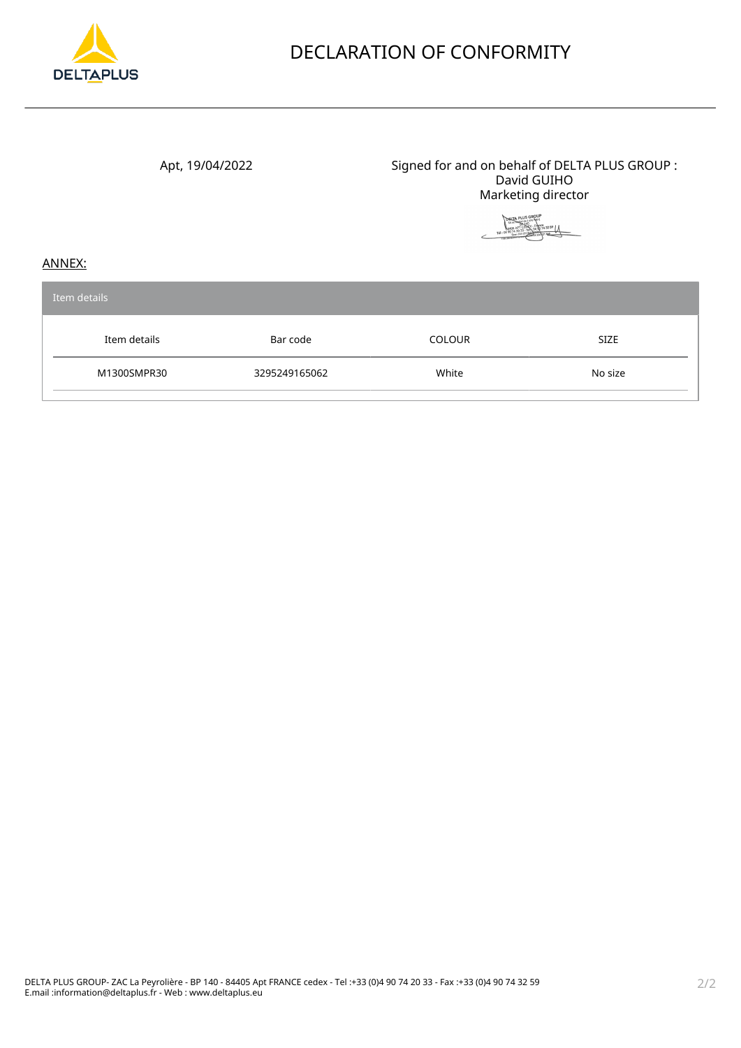# DECLARATION OF CONFORMITY

Apt, 19/04/2022

Signed for and on behalf of DELTA PLUS GROUP :
David GUIHO
Marketing director

ANNEX:

Item details

| Item details | Bar code | COLOUR | SIZE |
|---|---|---|---|
| M1300SMPR30 | 3295249165062 | White | No size |

DELTA PLUS GROUP- ZAC La Peyrolière - BP 140 - 84405 Apt FRANCE cedex - Tel :+33 (0)4 90 74 20 33 - Fax :+33 (0)4 90 74 32 59
E.mail :information@deltaplus.fr - Web : www.deltaplus.eu